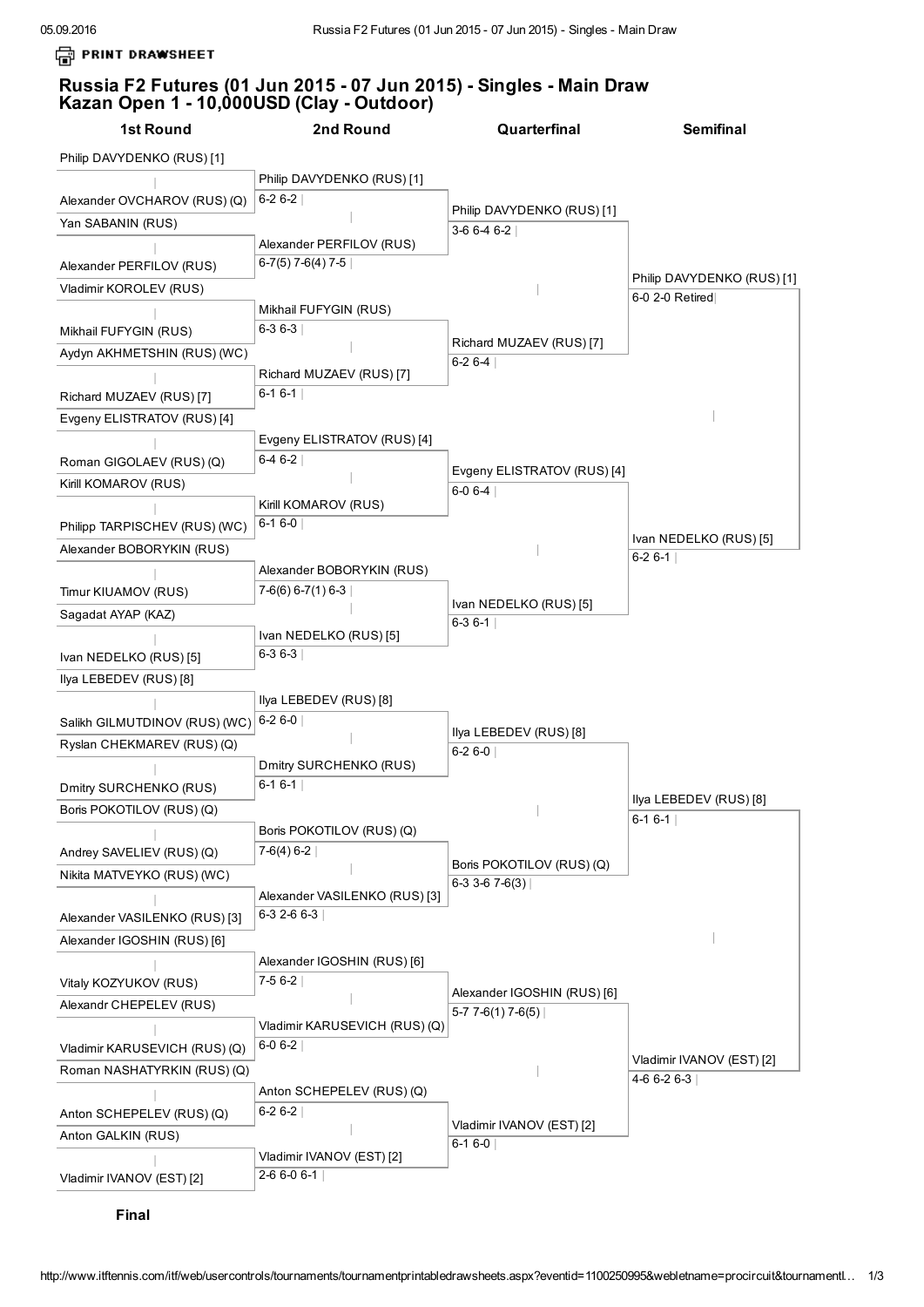# Russia F2 Futures (01 Jun 2015 - 07 Jun 2015) - Singles - Main Draw
## Kazan Open 1 - 10,000USD (Clay - Outdoor)

| 1st Round | 2nd Round | Quarterfinal | Semifinal |
|---|---|---|---|
| Philip DAVYDENKO (RUS) [1] | | | |
| Alexander OVCHAROV (RUS) (Q) | Philip DAVYDENKO (RUS) [1] 6-2 6-2 | | |
| Yan SABANIN (RUS) | | Philip DAVYDENKO (RUS) [1] 3-6 6-4 6-2 | |
| Alexander PERFILOV (RUS) | Alexander PERFILOV (RUS) 6-7(5) 7-6(4) 7-5 | | |
| Vladimir KOROLEV (RUS) | | | Philip DAVYDENKO (RUS) [1] 6-0 2-0 Retired |
| Mikhail FUFYGIN (RUS) | Mikhail FUFYGIN (RUS) 6-3 6-3 | | |
| Aydyn AKHMETSHIN (RUS) (WC) | | Richard MUZAEV (RUS) [7] 6-2 6-4 | |
| Richard MUZAEV (RUS) [7] | Richard MUZAEV (RUS) [7] 6-1 6-1 | | |
| Evgeny ELISTRATOV (RUS) [4] | | | |
| Roman GIGOLAEV (RUS) (Q) | Evgeny ELISTRATOV (RUS) [4] 6-4 6-2 | | |
| Kirill KOMAROV (RUS) | | Evgeny ELISTRATOV (RUS) [4] 6-0 6-4 | |
| Philipp TARPISCHEV (RUS) (WC) | Kirill KOMAROV (RUS) 6-1 6-0 | | |
| Alexander BOBORYKIN (RUS) | | | Ivan NEDELKO (RUS) [5] 6-2 6-1 |
| Timur KIUAMOV (RUS) | Alexander BOBORYKIN (RUS) 7-6(6) 6-7(1) 6-3 | | |
| Sagadat AYAP (KAZ) | | Ivan NEDELKO (RUS) [5] 6-3 6-1 | |
| Ivan NEDELKO (RUS) [5] | Ivan NEDELKO (RUS) [5] 6-3 6-3 | | |
| Ilya LEBEDEV (RUS) [8] | | | |
| Salikh GILMUTDINOV (RUS) (WC) | Ilya LEBEDEV (RUS) [8] 6-2 6-0 | | |
| Ryslan CHEKMAREV (RUS) (Q) | | Ilya LEBEDEV (RUS) [8] 6-2 6-0 | |
| Dmitry SURCHENKO (RUS) | Dmitry SURCHENKO (RUS) 6-1 6-1 | | |
| Boris POKOTILOV (RUS) (Q) | | | Ilya LEBEDEV (RUS) [8] 6-1 6-1 |
| Andrey SAVELIEV (RUS) (Q) | Boris POKOTILOV (RUS) (Q) 7-6(4) 6-2 | | |
| Nikita MATVEYKO (RUS) (WC) | | Boris POKOTILOV (RUS) (Q) 6-3 3-6 7-6(3) | |
| Alexander VASILENKO (RUS) [3] | Alexander VASILENKO (RUS) [3] 6-3 2-6 6-3 | | |
| Alexander IGOSHIN (RUS) [6] | | | |
| Vitaly KOZYUKOV (RUS) | Alexander IGOSHIN (RUS) [6] 7-5 6-2 | | |
| Alexandr CHEPELEV (RUS) | | Alexander IGOSHIN (RUS) [6] 5-7 7-6(1) 7-6(5) | |
| Vladimir KARUSEVICH (RUS) (Q) | Vladimir KARUSEVICH (RUS) (Q) 6-0 6-2 | | |
| Roman NASHATYRKIN (RUS) (Q) | | | Vladimir IVANOV (EST) [2] 4-6 6-2 6-3 |
| Anton SCHEPELEV (RUS) (Q) | Anton SCHEPELEV (RUS) (Q) 6-2 6-2 | | |
| Anton GALKIN (RUS) | | Vladimir IVANOV (EST) [2] 6-1 6-0 | |
| Vladimir IVANOV (EST) [2] | Vladimir IVANOV (EST) [2] 2-6 6-0 6-1 | | |

**Final**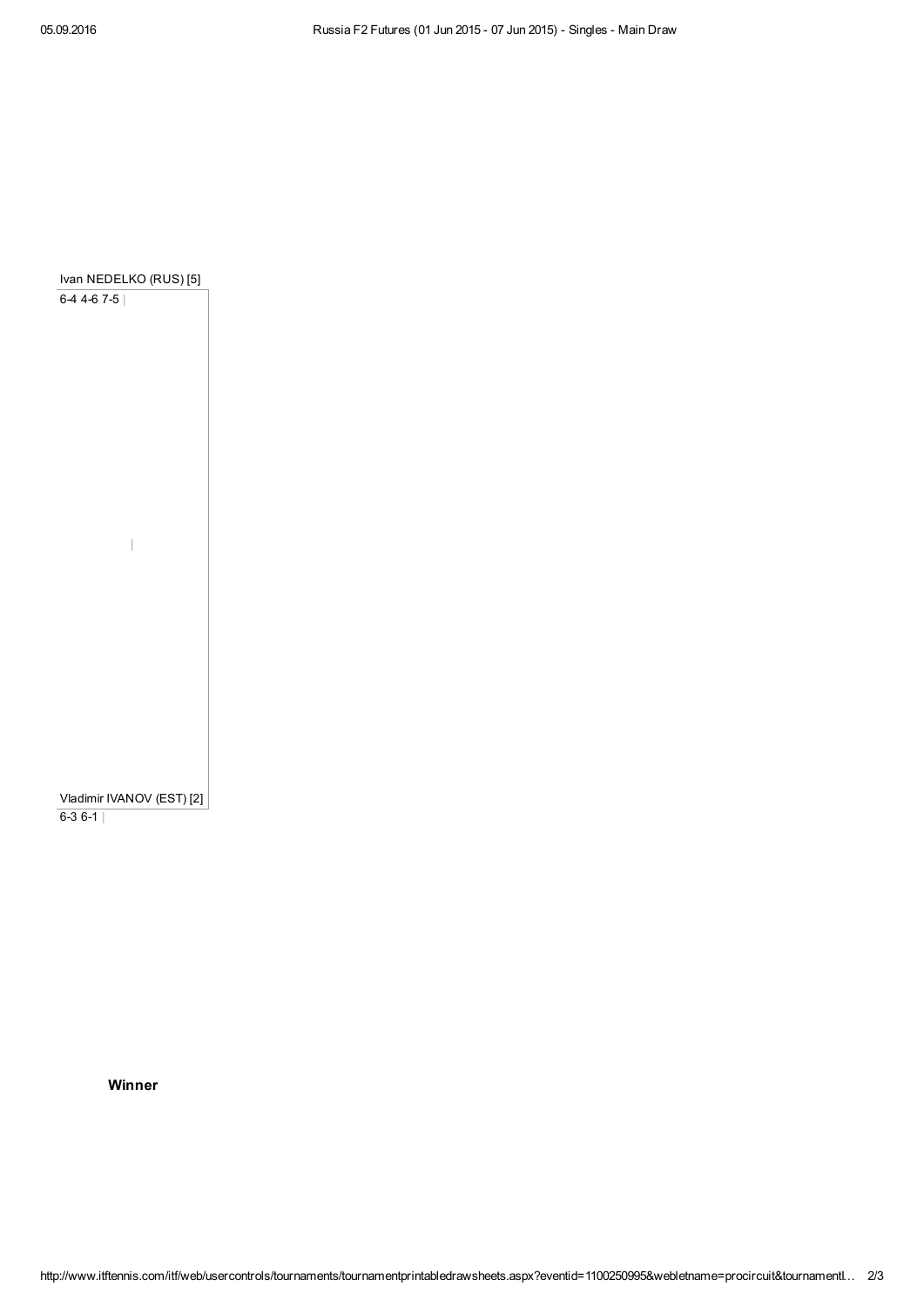Ivan NEDELKO (RUS) [5]

6-4 4-6 7-5

Vladimir IVANOV (EST) [2]

6-3 6-1

**Winner**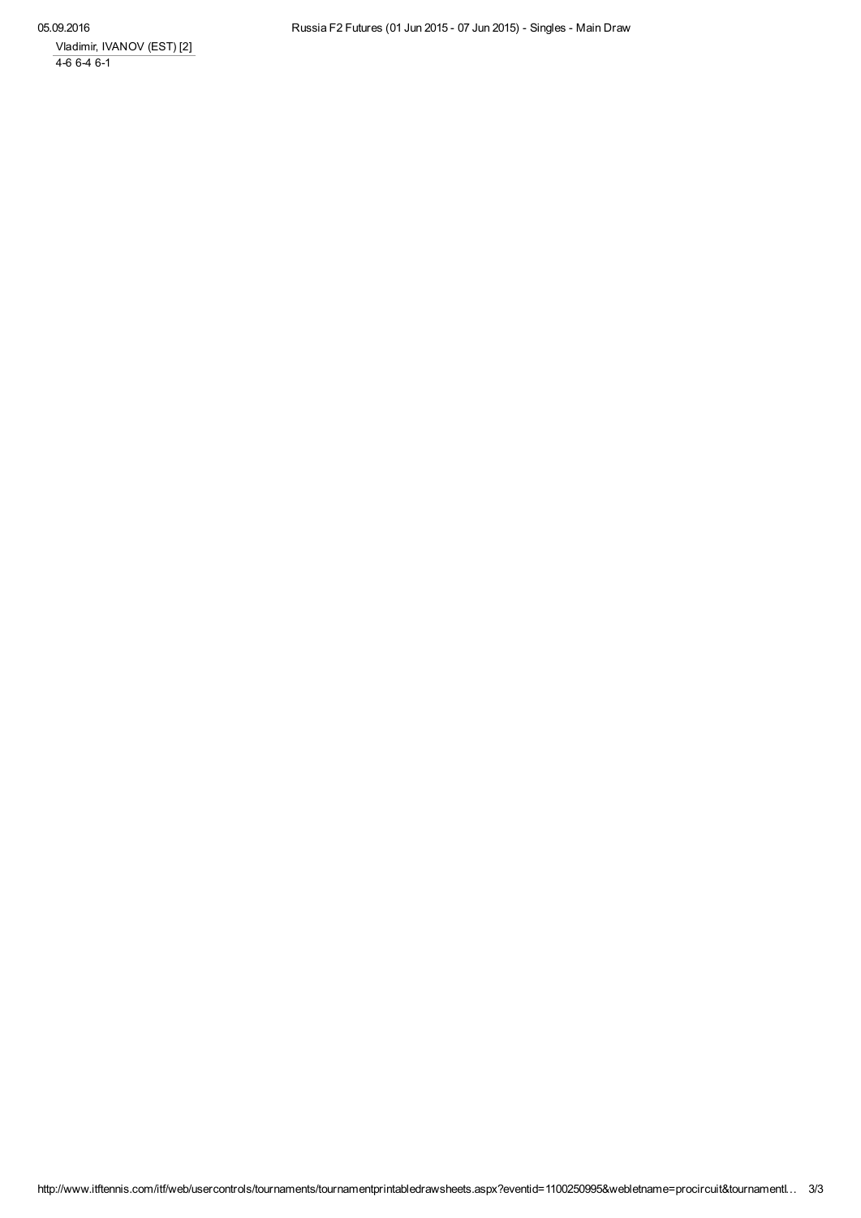Vladimir, IVANOV (EST) [2]

4-6 6-4 6-1